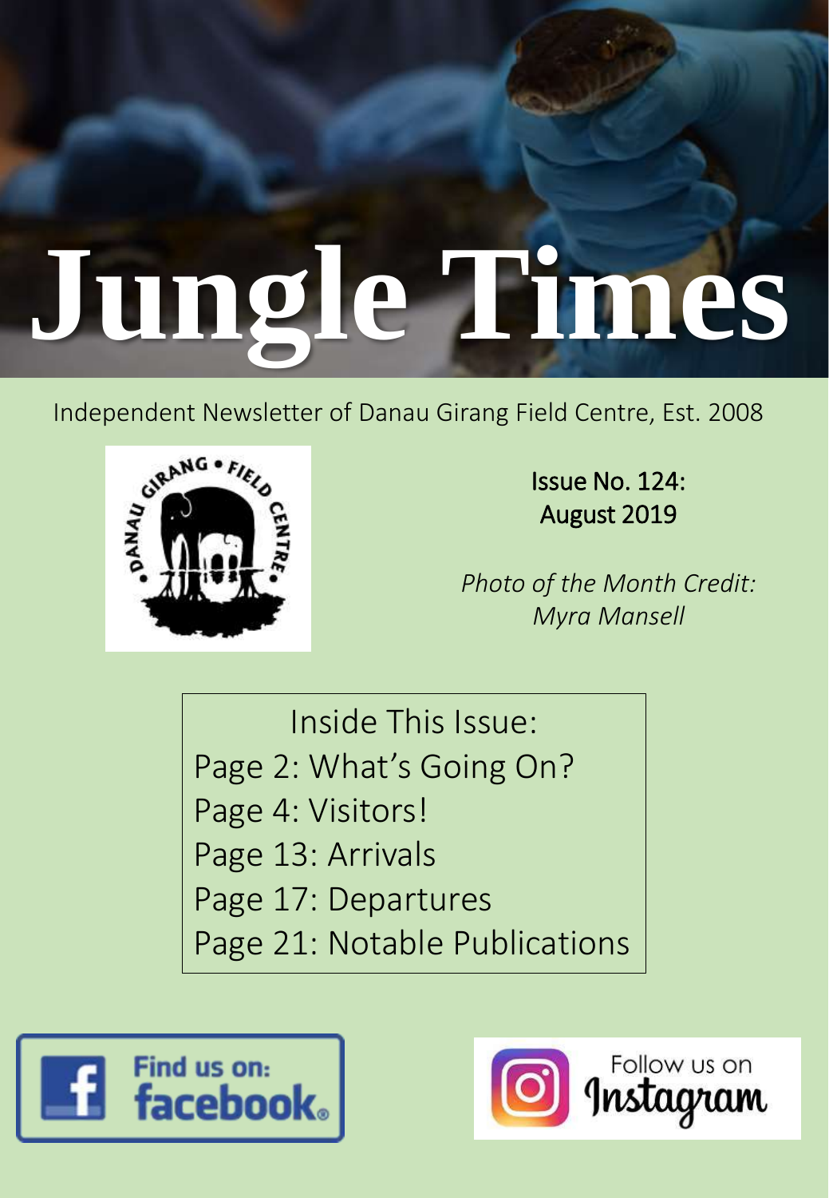# Jungle Times

Independent Newsletter of Danau Girang Field Centre, Est. 2008

Issue No. 124:
August 2019

*Photo of the Month Credit: Myra Mansell*

Inside This Issue:

Page 2: What's Going On?
Page 4: Visitors!
Page 13: Arrivals
Page 17: Departures
Page 21: Notable Publications

Find us on: facebook

Follow us on Instagram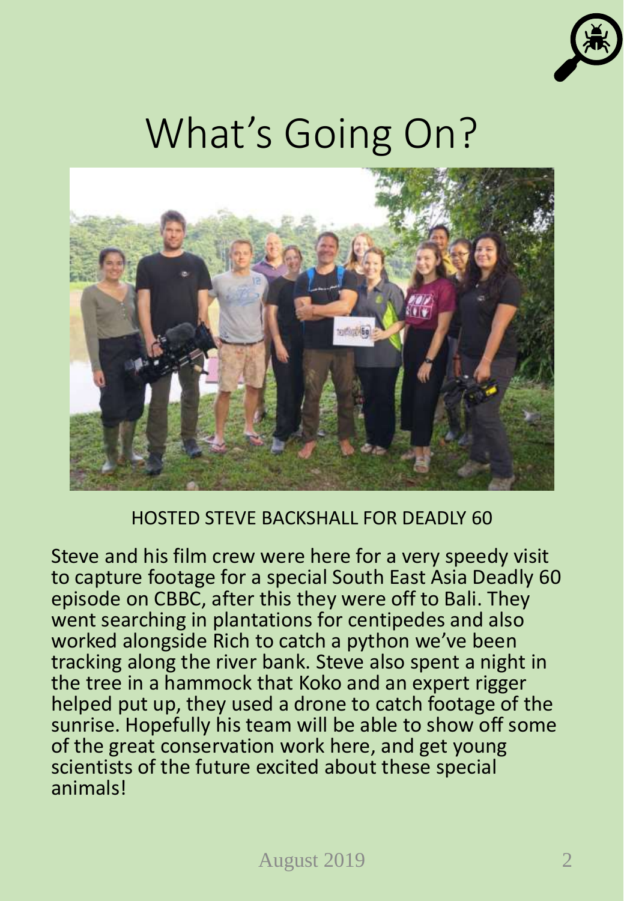# What's Going On?

HOSTED STEVE BACKSHALL FOR DEADLY 60

Steve and his film crew were here for a very speedy visit to capture footage for a special South East Asia Deadly 60 episode on CBBC, after this they were off to Bali. They went searching in plantations for centipedes and also worked alongside Rich to catch a python we've been tracking along the river bank. Steve also spent a night in the tree in a hammock that Koko and an expert rigger helped put up, they used a drone to catch footage of the sunrise. Hopefully his team will be able to show off some of the great conservation work here, and get young scientists of the future excited about these special animals!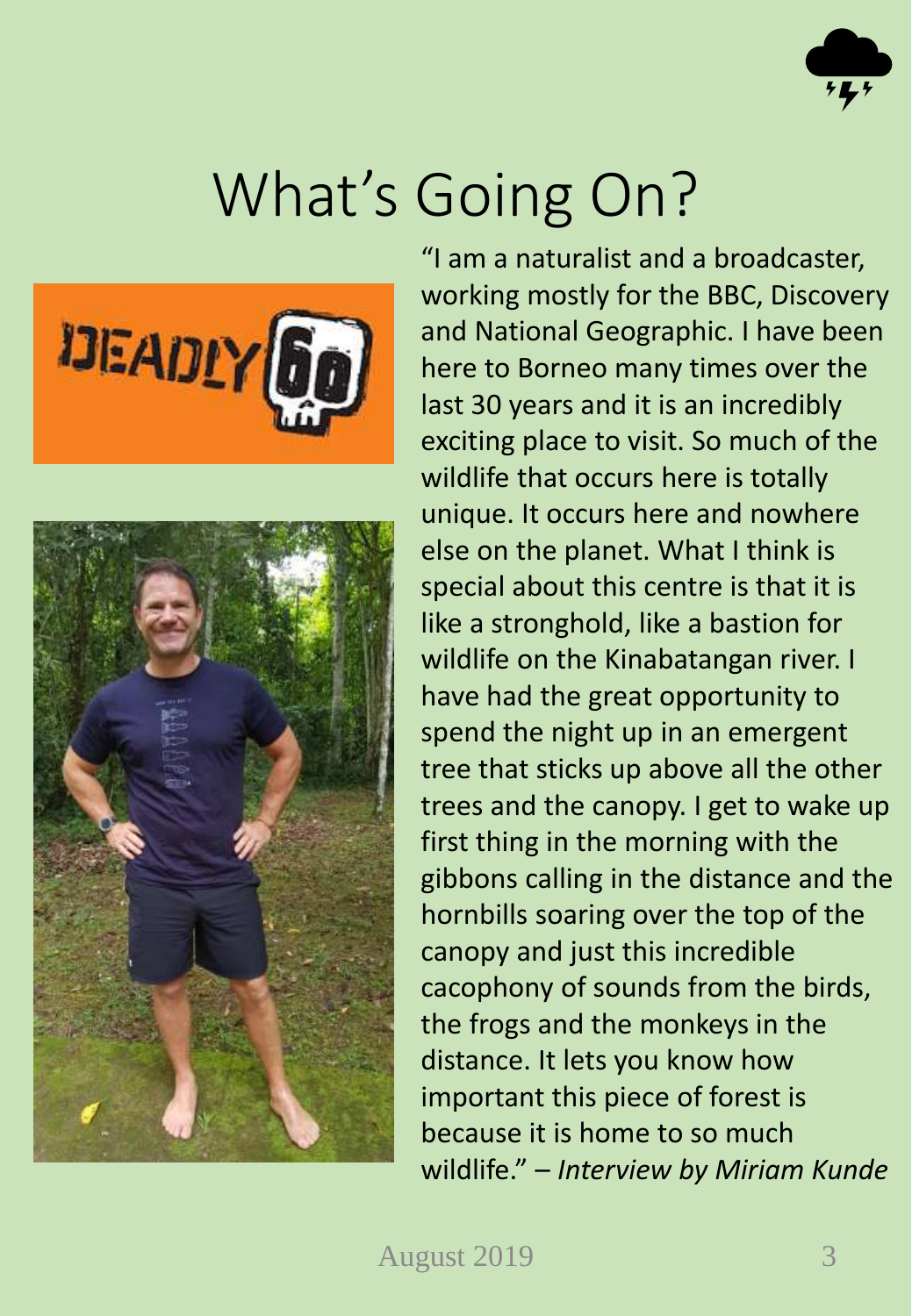# What's Going On?

"I am a naturalist and a broadcaster, working mostly for the BBC, Discovery and National Geographic. I have been here to Borneo many times over the last 30 years and it is an incredibly exciting place to visit. So much of the wildlife that occurs here is totally unique. It occurs here and nowhere else on the planet. What I think is special about this centre is that it is like a stronghold, like a bastion for wildlife on the Kinabatangan river. I have had the great opportunity to spend the night up in an emergent tree that sticks up above all the other trees and the canopy. I get to wake up first thing in the morning with the gibbons calling in the distance and the hornbills soaring over the top of the canopy and just this incredible cacophony of sounds from the birds, the frogs and the monkeys in the distance. It lets you know how important this piece of forest is because it is home to so much wildlife." – *Interview by Miriam Kunde*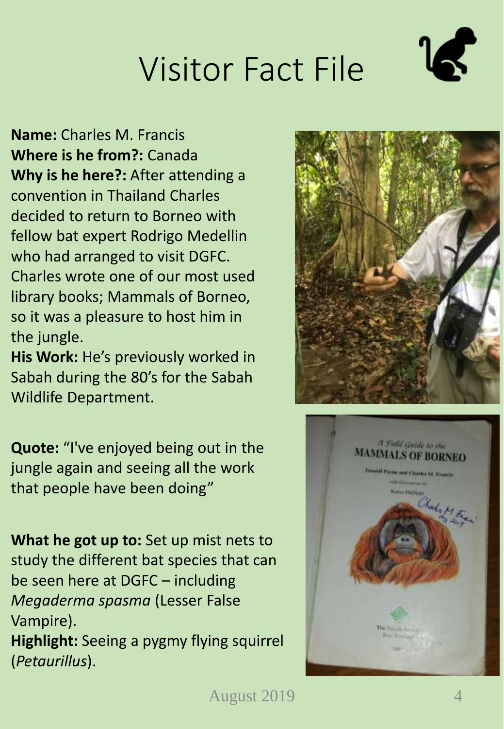# Visitor Fact File

**Name:** Charles M. Francis
**Where is he from?:** Canada
**Why is he here?:** After attending a convention in Thailand Charles decided to return to Borneo with fellow bat expert Rodrigo Medellin who had arranged to visit DGFC. Charles wrote one of our most used library books; Mammals of Borneo, so it was a pleasure to host him in the jungle.
**His Work:** He's previously worked in Sabah during the 80's for the Sabah Wildlife Department.

**Quote:** "I've enjoyed being out in the jungle again and seeing all the work that people have been doing"

**What he got up to:** Set up mist nets to study the different bat species that can be seen here at DGFC – including *Megaderma spasma* (Lesser False Vampire).
**Highlight:** Seeing a pygmy flying squirrel (*Petaurillus*).

August 2019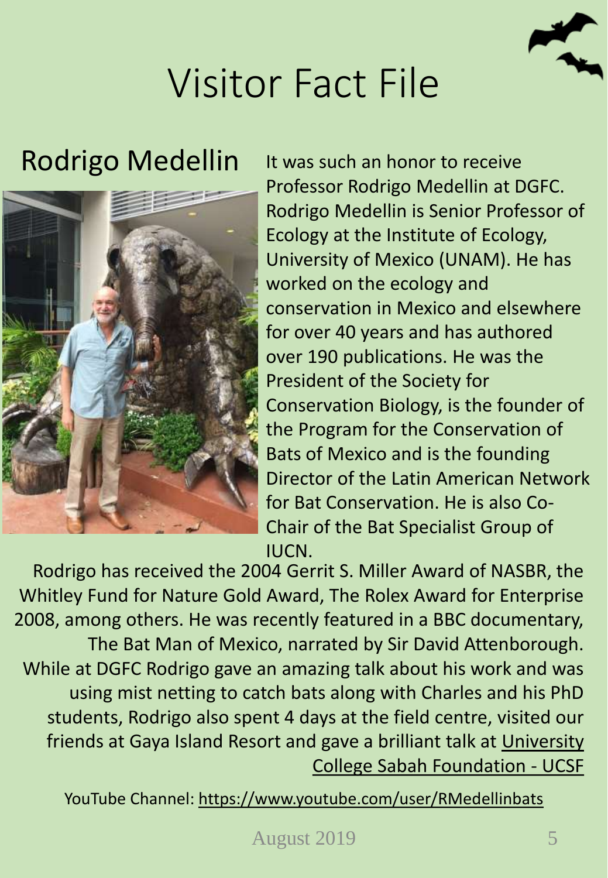# Visitor Fact File

## Rodrigo Medellin

It was such an honor to receive Professor Rodrigo Medellin at DGFC. Rodrigo Medellin is Senior Professor of Ecology at the Institute of Ecology, University of Mexico (UNAM). He has worked on the ecology and conservation in Mexico and elsewhere for over 40 years and has authored over 190 publications. He was the President of the Society for Conservation Biology, is the founder of the Program for the Conservation of Bats of Mexico and is the founding Director of the Latin American Network for Bat Conservation. He is also Co-Chair of the Bat Specialist Group of IUCN.

Rodrigo has received the 2004 Gerrit S. Miller Award of NASBR, the Whitley Fund for Nature Gold Award, The Rolex Award for Enterprise 2008, among others. He was recently featured in a BBC documentary, The Bat Man of Mexico, narrated by Sir David Attenborough. While at DGFC Rodrigo gave an amazing talk about his work and was using mist netting to catch bats along with Charles and his PhD students, Rodrigo also spent 4 days at the field centre, visited our friends at Gaya Island Resort and gave a brilliant talk at University College Sabah Foundation - UCSF

YouTube Channel: https://www.youtube.com/user/RMedellinbats

August 2019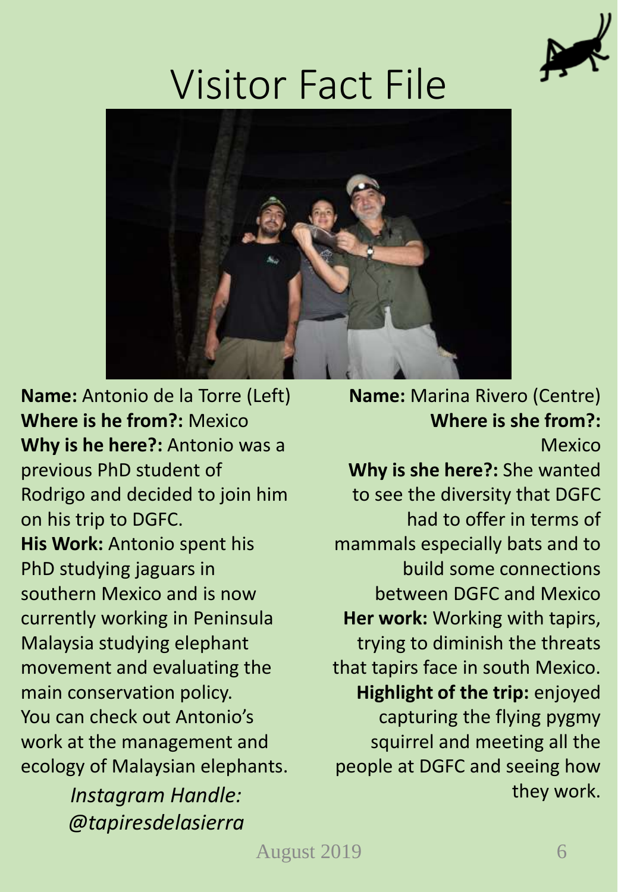# Visitor Fact File

**Name:** Antonio de la Torre (Left)
**Where is he from?:** Mexico
**Why is he here?:** Antonio was a previous PhD student of Rodrigo and decided to join him on his trip to DGFC.
**His Work:** Antonio spent his PhD studying jaguars in southern Mexico and is now currently working in Peninsula Malaysia studying elephant movement and evaluating the main conservation policy.
You can check out Antonio's work at the management and ecology of Malaysian elephants.

*Instagram Handle: @tapiresdelasierra*

**Name:** Marina Rivero (Centre)
**Where is she from?:** Mexico
**Why is she here?:** She wanted to see the diversity that DGFC had to offer in terms of mammals especially bats and to build some connections between DGFC and Mexico
**Her work:** Working with tapirs, trying to diminish the threats that tapirs face in south Mexico.
**Highlight of the trip:** enjoyed capturing the flying pygmy squirrel and meeting all the people at DGFC and seeing how they work.

August 2019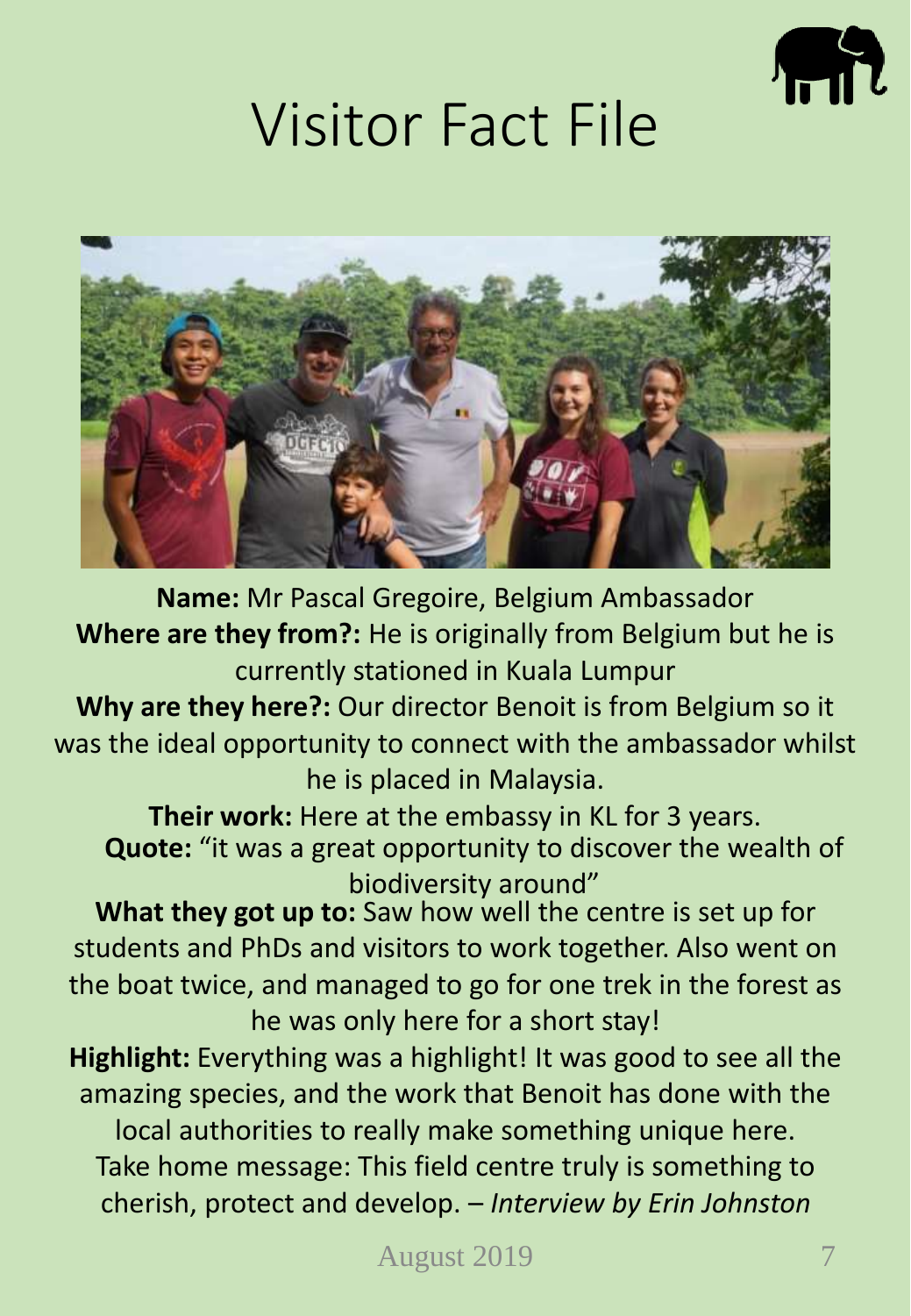# Visitor Fact File

**Name:** Mr Pascal Gregoire, Belgium Ambassador

**Where are they from?:** He is originally from Belgium but he is currently stationed in Kuala Lumpur

**Why are they here?:** Our director Benoit is from Belgium so it was the ideal opportunity to connect with the ambassador whilst he is placed in Malaysia.

**Their work:** Here at the embassy in KL for 3 years.

**Quote:** "it was a great opportunity to discover the wealth of biodiversity around"

**What they got up to:** Saw how well the centre is set up for students and PhDs and visitors to work together. Also went on the boat twice, and managed to go for one trek in the forest as he was only here for a short stay!

**Highlight:** Everything was a highlight! It was good to see all the amazing species, and the work that Benoit has done with the local authorities to really make something unique here.

Take home message: This field centre truly is something to cherish, protect and develop. – *Interview by Erin Johnston*

August 2019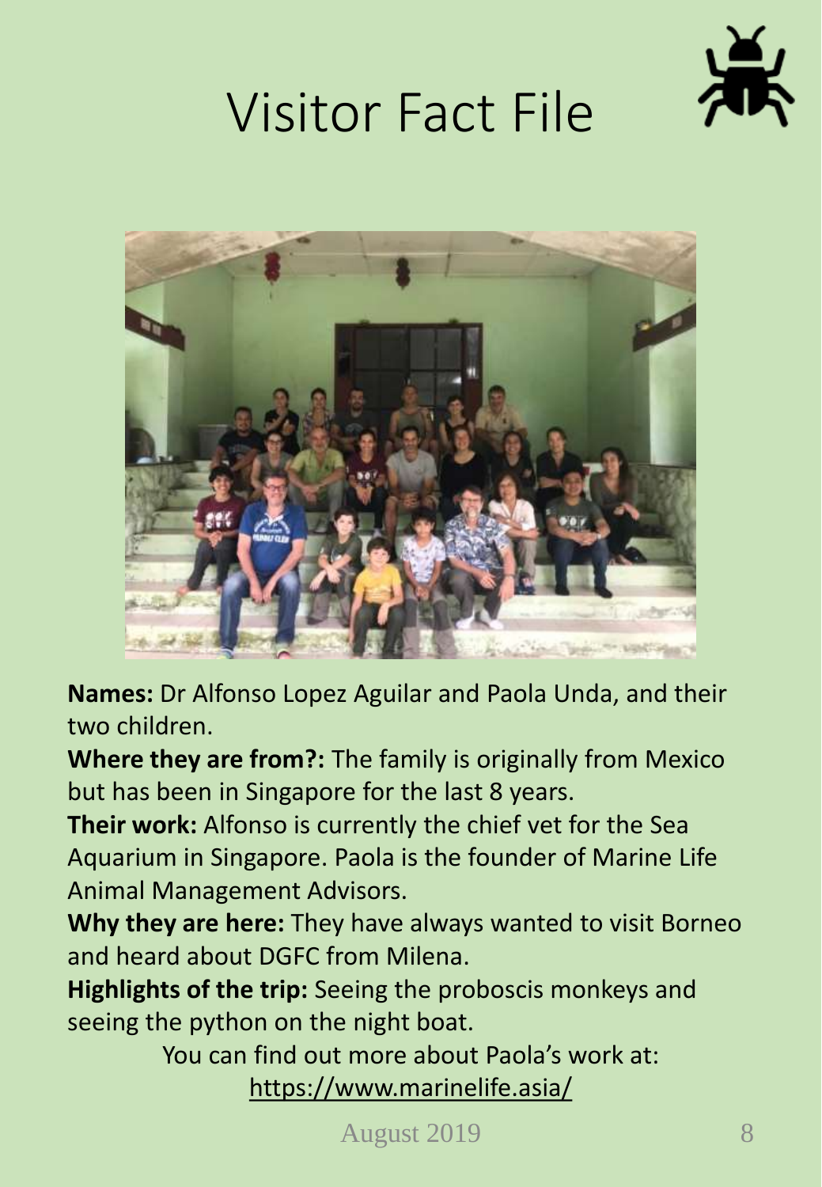# Visitor Fact File

**Names:** Dr Alfonso Lopez Aguilar and Paola Unda, and their two children.

**Where they are from?:** The family is originally from Mexico but has been in Singapore for the last 8 years.

**Their work:** Alfonso is currently the chief vet for the Sea Aquarium in Singapore. Paola is the founder of Marine Life Animal Management Advisors.

**Why they are here:** They have always wanted to visit Borneo and heard about DGFC from Milena.

**Highlights of the trip:** Seeing the proboscis monkeys and seeing the python on the night boat.

You can find out more about Paola's work at: https://www.marinelife.asia/

August 2019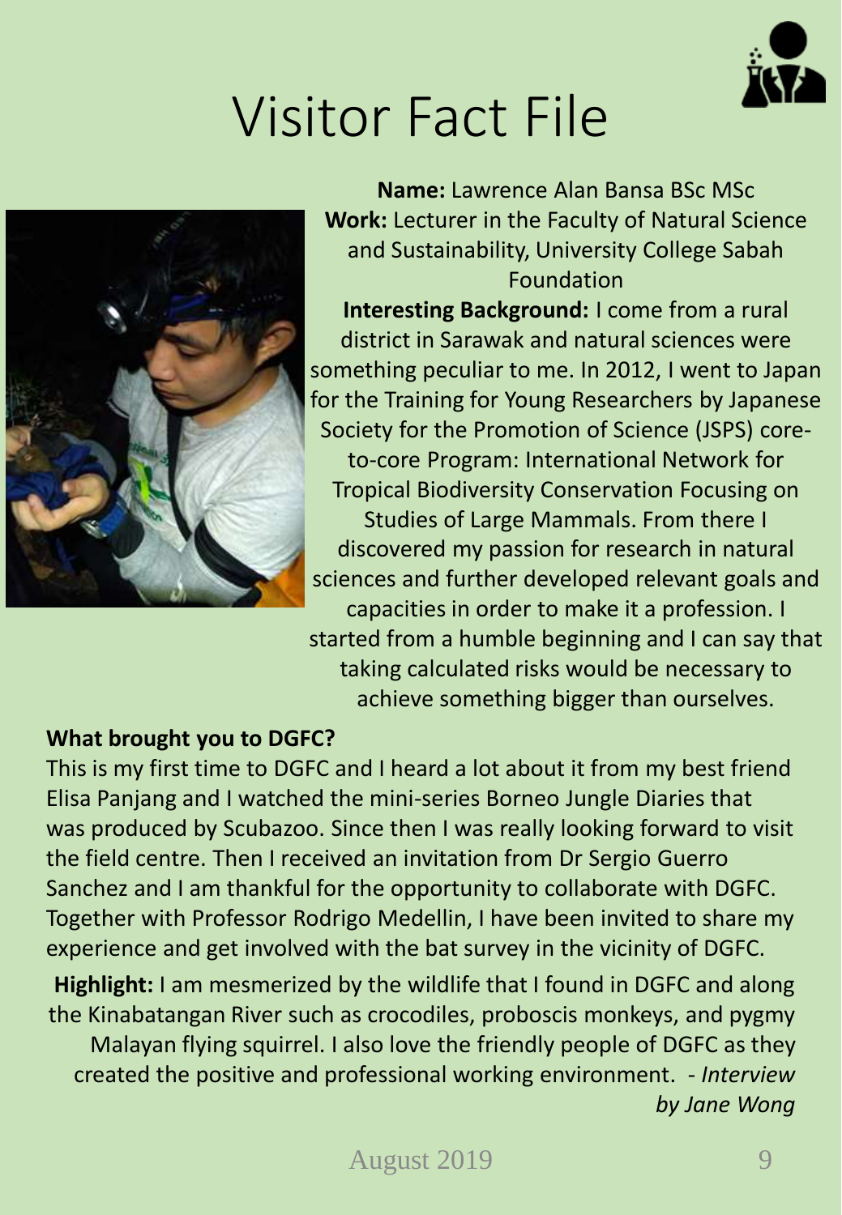# Visitor Fact File

**Name:** Lawrence Alan Bansa BSc MSc

**Work:** Lecturer in the Faculty of Natural Science and Sustainability, University College Sabah Foundation

**Interesting Background:** I come from a rural district in Sarawak and natural sciences were something peculiar to me. In 2012, I went to Japan for the Training for Young Researchers by Japanese Society for the Promotion of Science (JSPS) core-to-core Program: International Network for Tropical Biodiversity Conservation Focusing on Studies of Large Mammals. From there I discovered my passion for research in natural sciences and further developed relevant goals and capacities in order to make it a profession. I started from a humble beginning and I can say that taking calculated risks would be necessary to achieve something bigger than ourselves.

**What brought you to DGFC?**

This is my first time to DGFC and I heard a lot about it from my best friend Elisa Panjang and I watched the mini-series Borneo Jungle Diaries that was produced by Scubazoo. Since then I was really looking forward to visit the field centre. Then I received an invitation from Dr Sergio Guerro Sanchez and I am thankful for the opportunity to collaborate with DGFC. Together with Professor Rodrigo Medellin, I have been invited to share my experience and get involved with the bat survey in the vicinity of DGFC.

**Highlight:** I am mesmerized by the wildlife that I found in DGFC and along the Kinabatangan River such as crocodiles, proboscis monkeys, and pygmy Malayan flying squirrel. I also love the friendly people of DGFC as they created the positive and professional working environment. - *Interview by Jane Wong*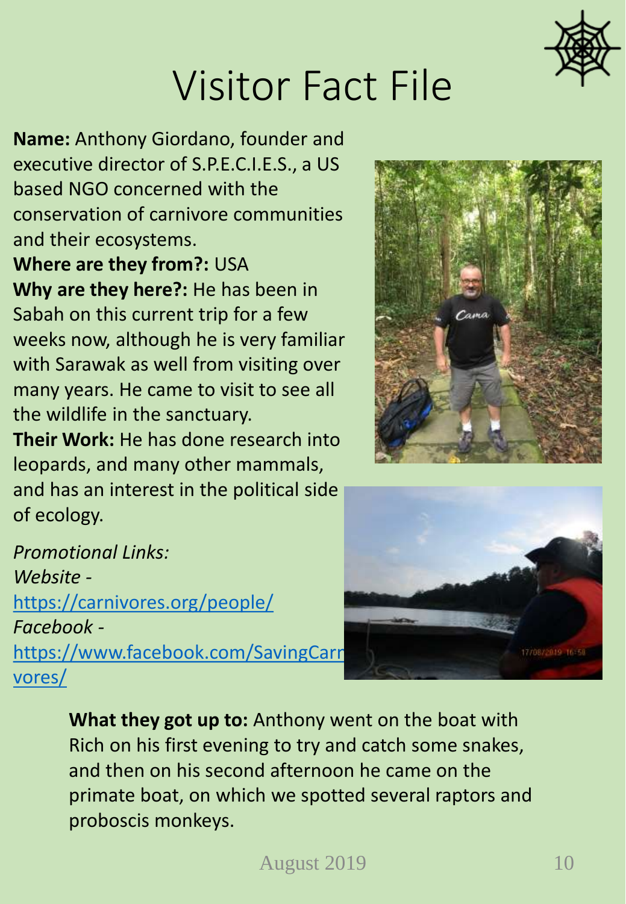# Visitor Fact File

**Name:** Anthony Giordano, founder and executive director of S.P.E.C.I.E.S., a US based NGO concerned with the conservation of carnivore communities and their ecosystems.

**Where are they from?:** USA

**Why are they here?:** He has been in Sabah on this current trip for a few weeks now, although he is very familiar with Sarawak as well from visiting over many years. He came to visit to see all the wildlife in the sanctuary.

**Their Work:** He has done research into leopards, and many other mammals, and has an interest in the political side of ecology.

*Promotional Links:*

*Website* - [https://carnivores.org/people/](https://carnivores.org/people/)

*Facebook* - [https://www.facebook.com/SavingCarnivores/](https://www.facebook.com/SavingCarnivores/)

**What they got up to:** Anthony went on the boat with Rich on his first evening to try and catch some snakes, and then on his second afternoon he came on the primate boat, on which we spotted several raptors and proboscis monkeys.

August 2019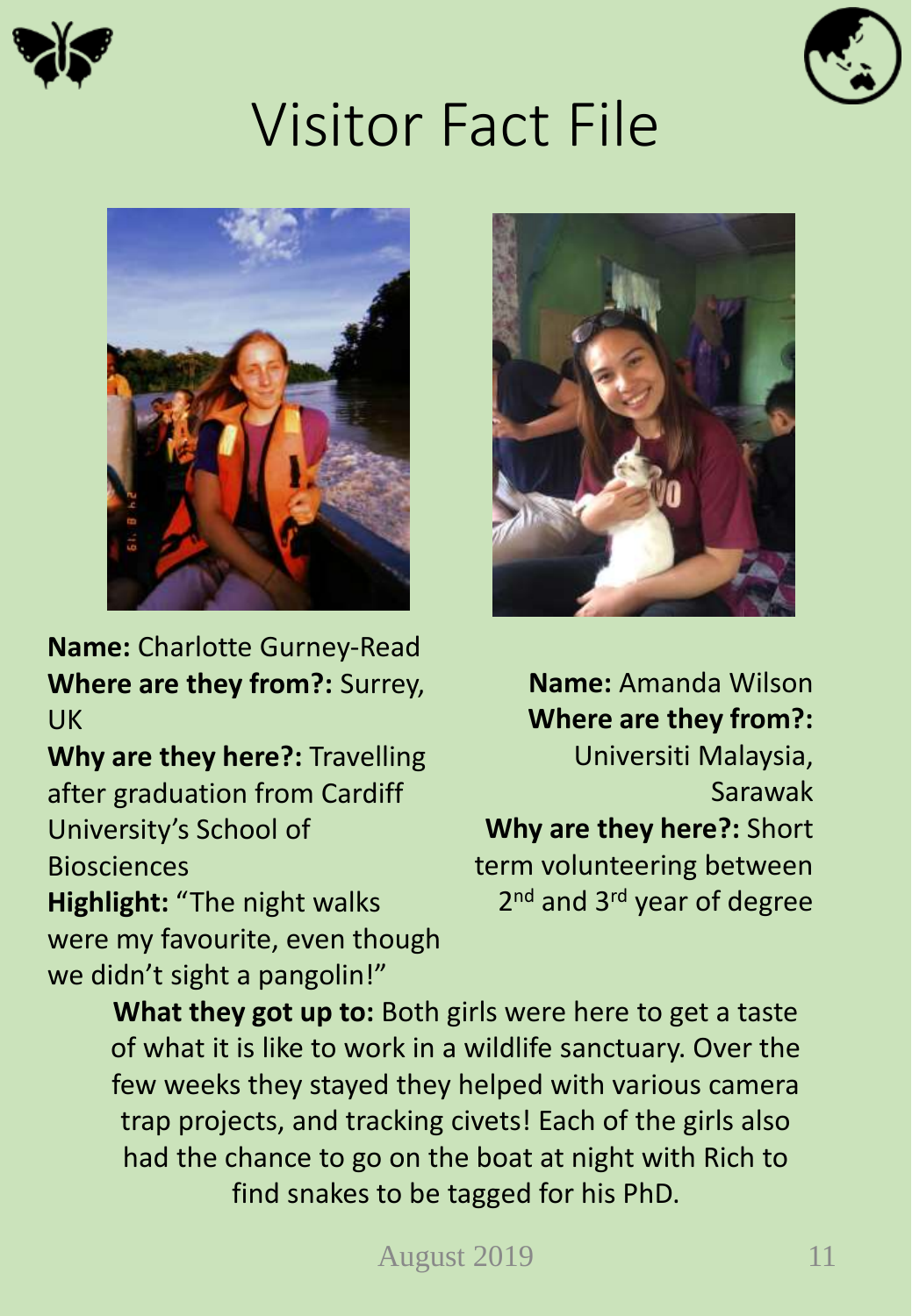# Visitor Fact File

**Name:** Charlotte Gurney-Read
**Where are they from?:** Surrey, UK
**Why are they here?:** Travelling after graduation from Cardiff University's School of Biosciences
**Highlight:** "The night walks were my favourite, even though we didn't sight a pangolin!"

**Name:** Amanda Wilson
**Where are they from?:** Universiti Malaysia, Sarawak
**Why are they here?:** Short term volunteering between 2nd and 3rd year of degree

**What they got up to:** Both girls were here to get a taste of what it is like to work in a wildlife sanctuary. Over the few weeks they stayed they helped with various camera trap projects, and tracking civets! Each of the girls also had the chance to go on the boat at night with Rich to find snakes to be tagged for his PhD.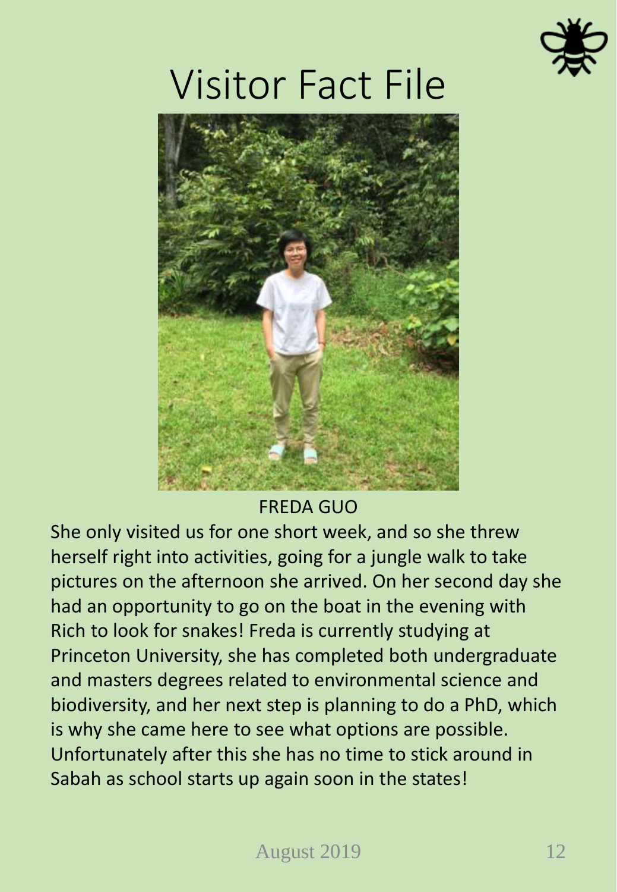# Visitor Fact File

FREDA GUO

She only visited us for one short week, and so she threw herself right into activities, going for a jungle walk to take pictures on the afternoon she arrived. On her second day she had an opportunity to go on the boat in the evening with Rich to look for snakes! Freda is currently studying at Princeton University, she has completed both undergraduate and masters degrees related to environmental science and biodiversity, and her next step is planning to do a PhD, which is why she came here to see what options are possible. Unfortunately after this she has no time to stick around in Sabah as school starts up again soon in the states!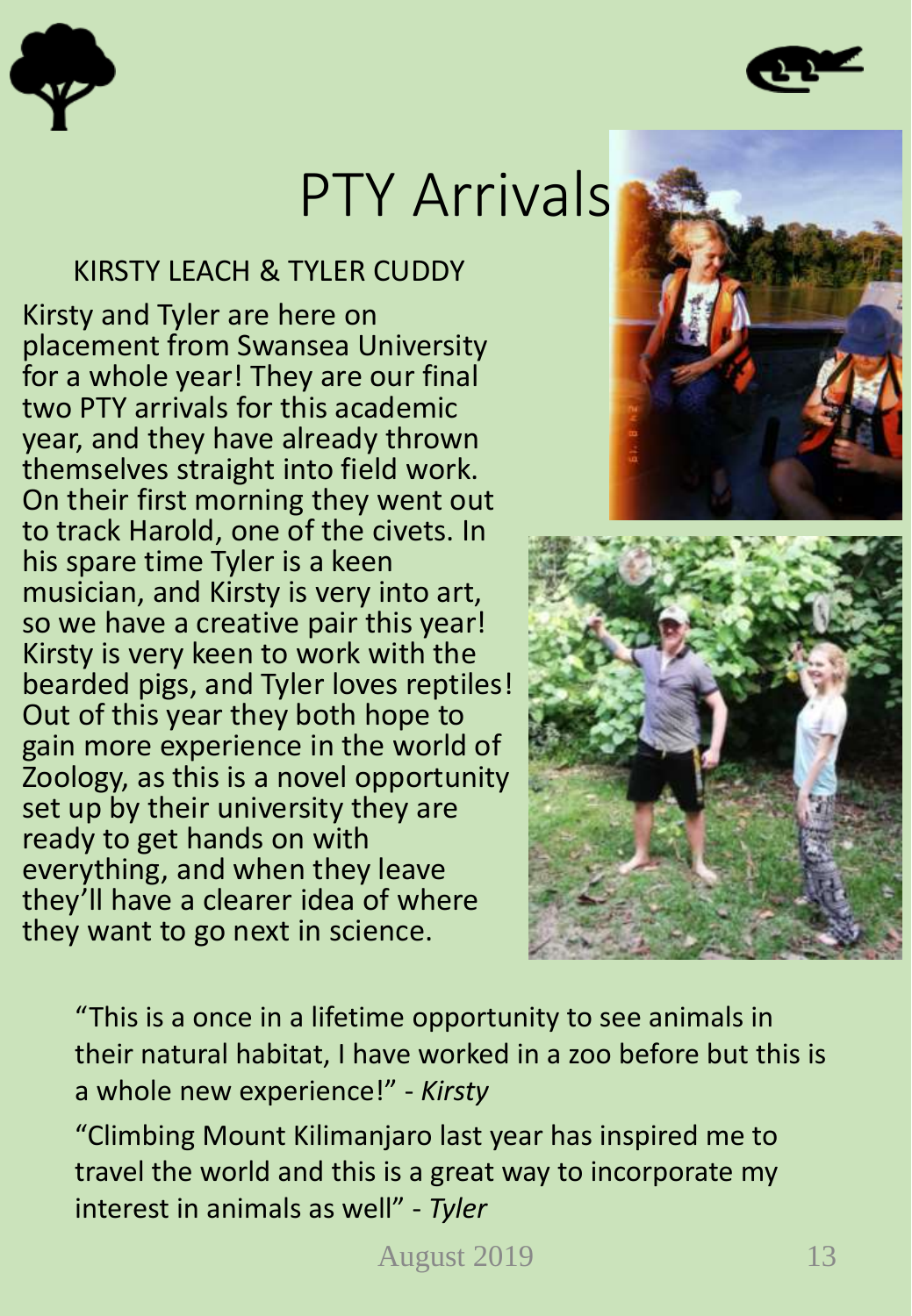# PTY Arrivals

## KIRSTY LEACH & TYLER CUDDY

Kirsty and Tyler are here on placement from Swansea University for a whole year! They are our final two PTY arrivals for this academic year, and they have already thrown themselves straight into field work. On their first morning they went out to track Harold, one of the civets. In his spare time Tyler is a keen musician, and Kirsty is very into art, so we have a creative pair this year! Kirsty is very keen to work with the bearded pigs, and Tyler loves reptiles! Out of this year they both hope to gain more experience in the world of Zoology, as this is a novel opportunity set up by their university they are ready to get hands on with everything, and when they leave they'll have a clearer idea of where they want to go next in science.

"This is a once in a lifetime opportunity to see animals in their natural habitat, I have worked in a zoo before but this is a whole new experience!" - *Kirsty*

"Climbing Mount Kilimanjaro last year has inspired me to travel the world and this is a great way to incorporate my interest in animals as well" - *Tyler*

August 2019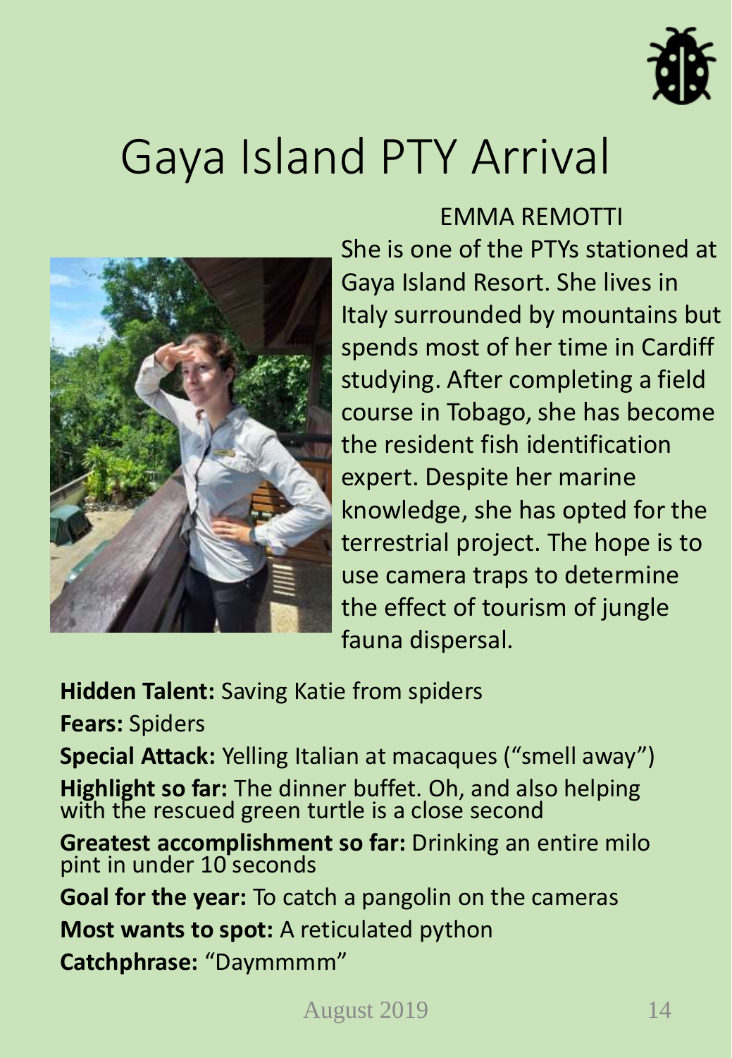# Gaya Island PTY Arrival

EMMA REMOTTI

She is one of the PTYs stationed at Gaya Island Resort. She lives in Italy surrounded by mountains but spends most of her time in Cardiff studying. After completing a field course in Tobago, she has become the resident fish identification expert. Despite her marine knowledge, she has opted for the terrestrial project. The hope is to use camera traps to determine the effect of tourism of jungle fauna dispersal.

**Hidden Talent:** Saving Katie from spiders

**Fears:** Spiders

**Special Attack:** Yelling Italian at macaques ("smell away")

**Highlight so far:** The dinner buffet. Oh, and also helping with the rescued green turtle is a close second

**Greatest accomplishment so far:** Drinking an entire milo pint in under 10 seconds

**Goal for the year:** To catch a pangolin on the cameras

**Most wants to spot:** A reticulated python

**Catchphrase:** "Daymmmm"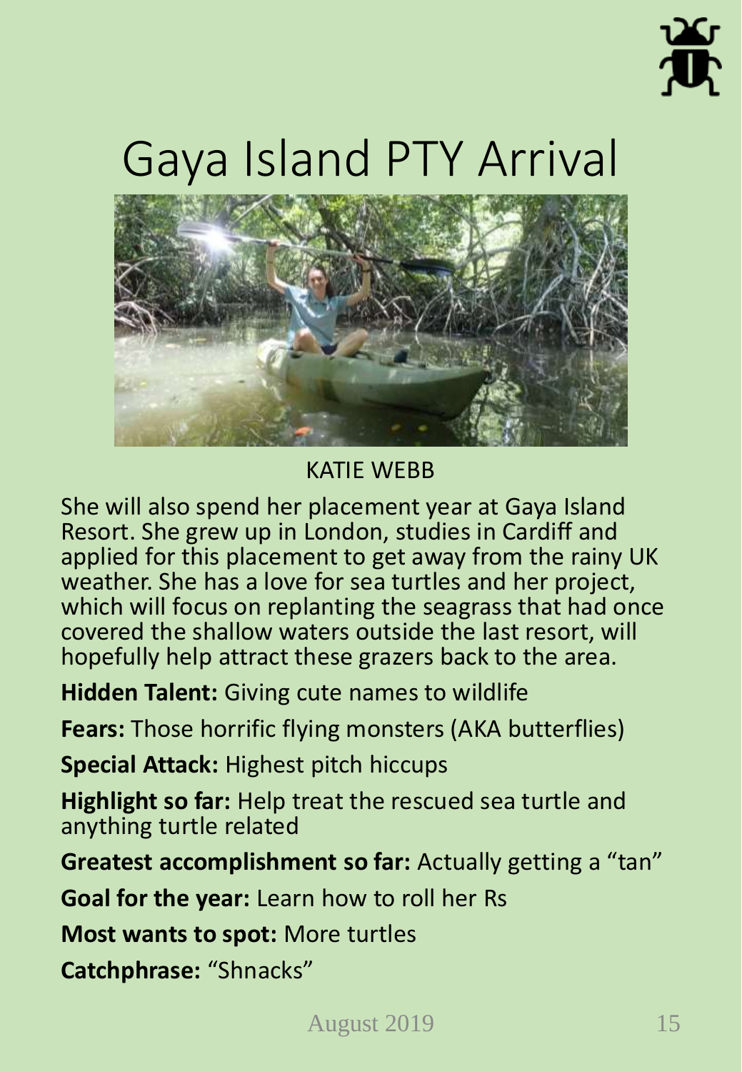# Gaya Island PTY Arrival

KATIE WEBB

She will also spend her placement year at Gaya Island Resort. She grew up in London, studies in Cardiff and applied for this placement to get away from the rainy UK weather. She has a love for sea turtles and her project, which will focus on replanting the seagrass that had once covered the shallow waters outside the last resort, will hopefully help attract these grazers back to the area.

**Hidden Talent:** Giving cute names to wildlife

**Fears:** Those horrific flying monsters (AKA butterflies)

**Special Attack:** Highest pitch hiccups

**Highlight so far:** Help treat the rescued sea turtle and anything turtle related

**Greatest accomplishment so far:** Actually getting a "tan"

**Goal for the year:** Learn how to roll her Rs

**Most wants to spot:** More turtles

**Catchphrase:** "Shnacks"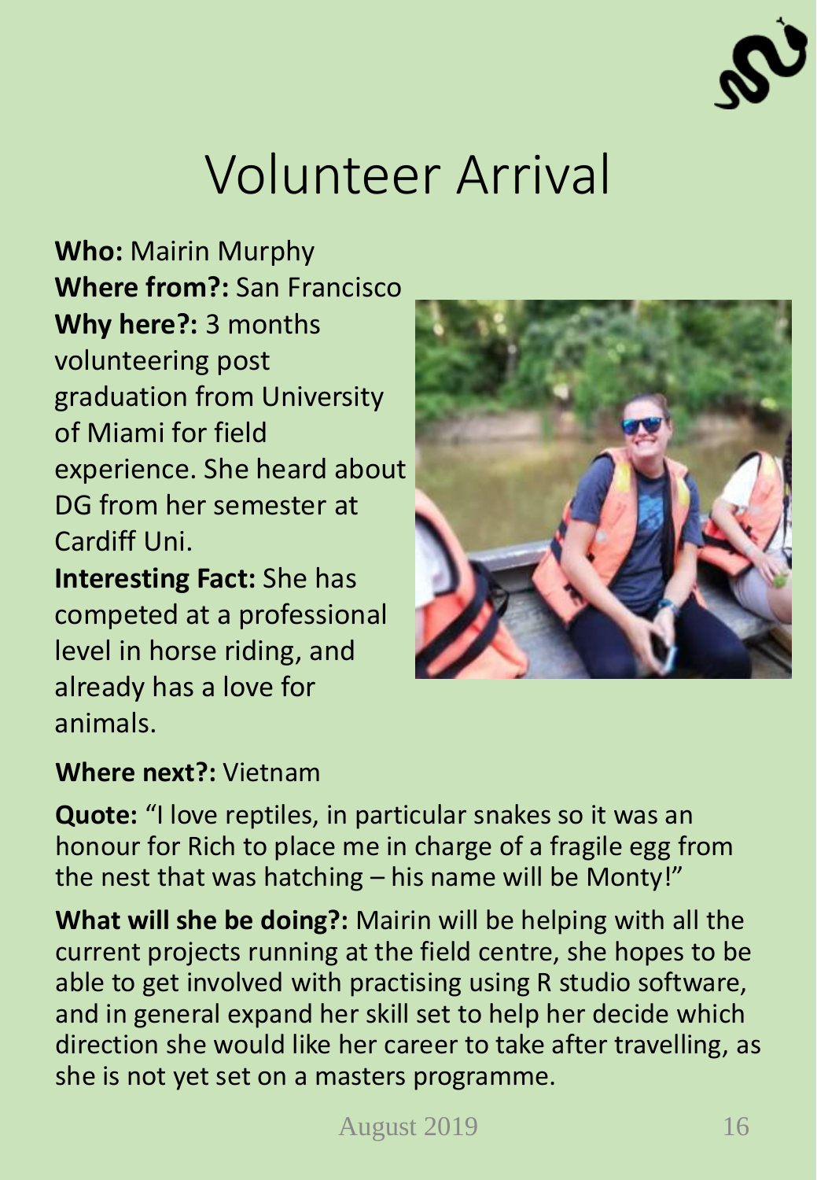# Volunteer Arrival

**Who:** Mairin Murphy
**Where from?:** San Francisco
**Why here?:** 3 months volunteering post graduation from University of Miami for field experience. She heard about DG from her semester at Cardiff Uni.
**Interesting Fact:** She has competed at a professional level in horse riding, and already has a love for animals.

**Where next?:** Vietnam

**Quote:** "I love reptiles, in particular snakes so it was an honour for Rich to place me in charge of a fragile egg from the nest that was hatching – his name will be Monty!"

**What will she be doing?:** Mairin will be helping with all the current projects running at the field centre, she hopes to be able to get involved with practising using R studio software, and in general expand her skill set to help her decide which direction she would like her career to take after travelling, as she is not yet set on a masters programme.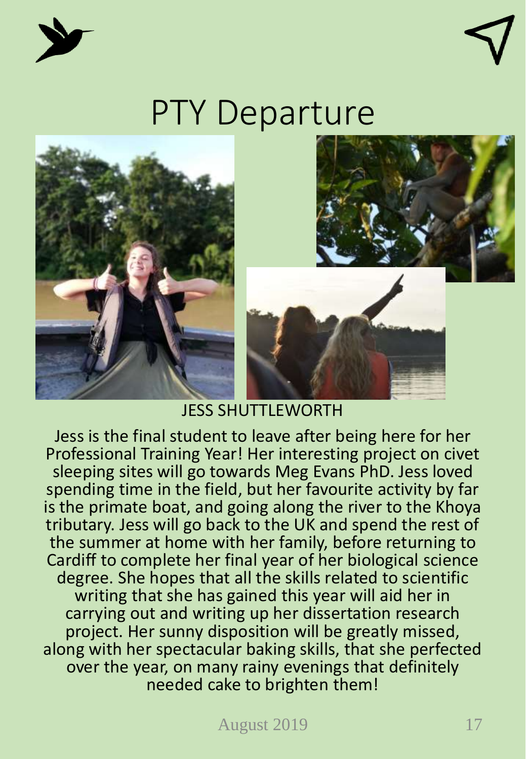# PTY Departure

JESS SHUTTLEWORTH

Jess is the final student to leave after being here for her Professional Training Year! Her interesting project on civet sleeping sites will go towards Meg Evans PhD. Jess loved spending time in the field, but her favourite activity by far is the primate boat, and going along the river to the Khoya tributary. Jess will go back to the UK and spend the rest of the summer at home with her family, before returning to Cardiff to complete her final year of her biological science degree. She hopes that all the skills related to scientific writing that she has gained this year will aid her in carrying out and writing up her dissertation research project. Her sunny disposition will be greatly missed, along with her spectacular baking skills, that she perfected over the year, on many rainy evenings that definitely needed cake to brighten them!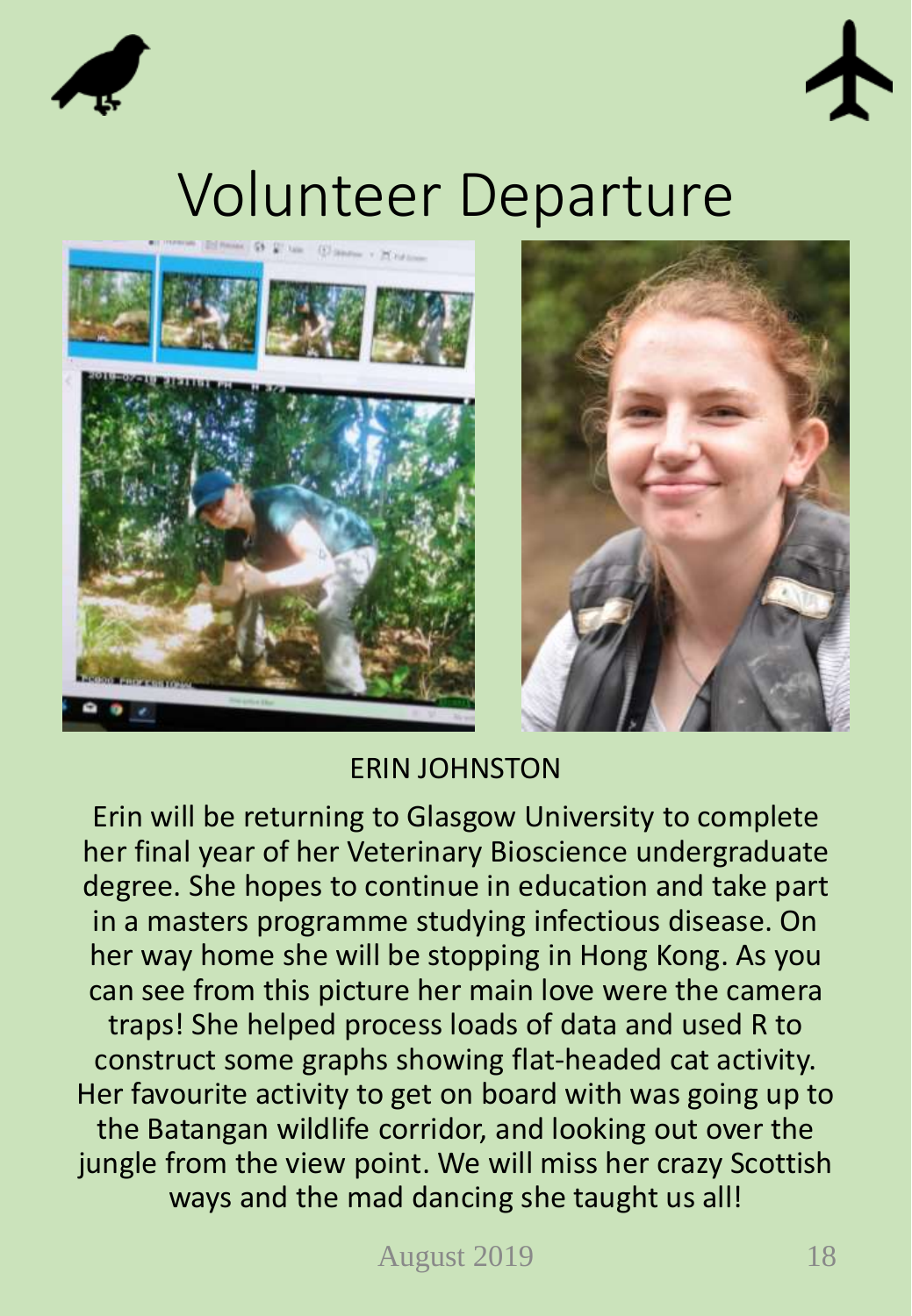# Volunteer Departure

ERIN JOHNSTON

Erin will be returning to Glasgow University to complete her final year of her Veterinary Bioscience undergraduate degree. She hopes to continue in education and take part in a masters programme studying infectious disease. On her way home she will be stopping in Hong Kong. As you can see from this picture her main love were the camera traps! She helped process loads of data and used R to construct some graphs showing flat-headed cat activity. Her favourite activity to get on board with was going up to the Batangan wildlife corridor, and looking out over the jungle from the view point. We will miss her crazy Scottish ways and the mad dancing she taught us all!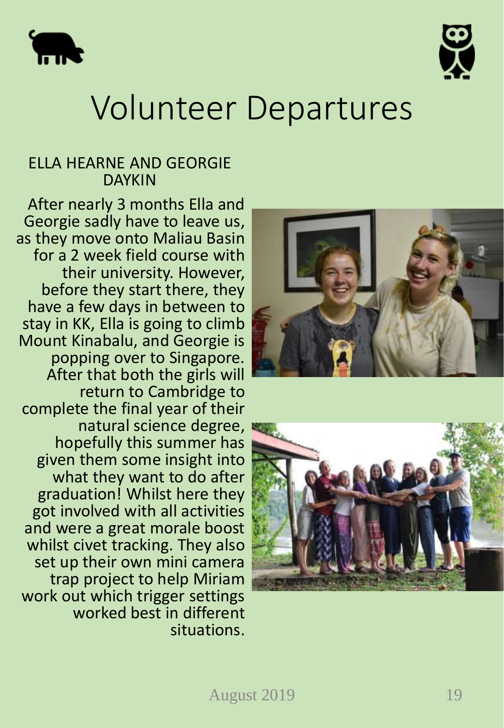# Volunteer Departures

## ELLA HEARNE AND GEORGIE DAYKIN

After nearly 3 months Ella and Georgie sadly have to leave us, as they move onto Maliau Basin for a 2 week field course with their university. However, before they start there, they have a few days in between to stay in KK, Ella is going to climb Mount Kinabalu, and Georgie is popping over to Singapore. After that both the girls will return to Cambridge to complete the final year of their natural science degree, hopefully this summer has given them some insight into what they want to do after graduation! Whilst here they got involved with all activities and were a great morale boost whilst civet tracking. They also set up their own mini camera trap project to help Miriam work out which trigger settings worked best in different situations.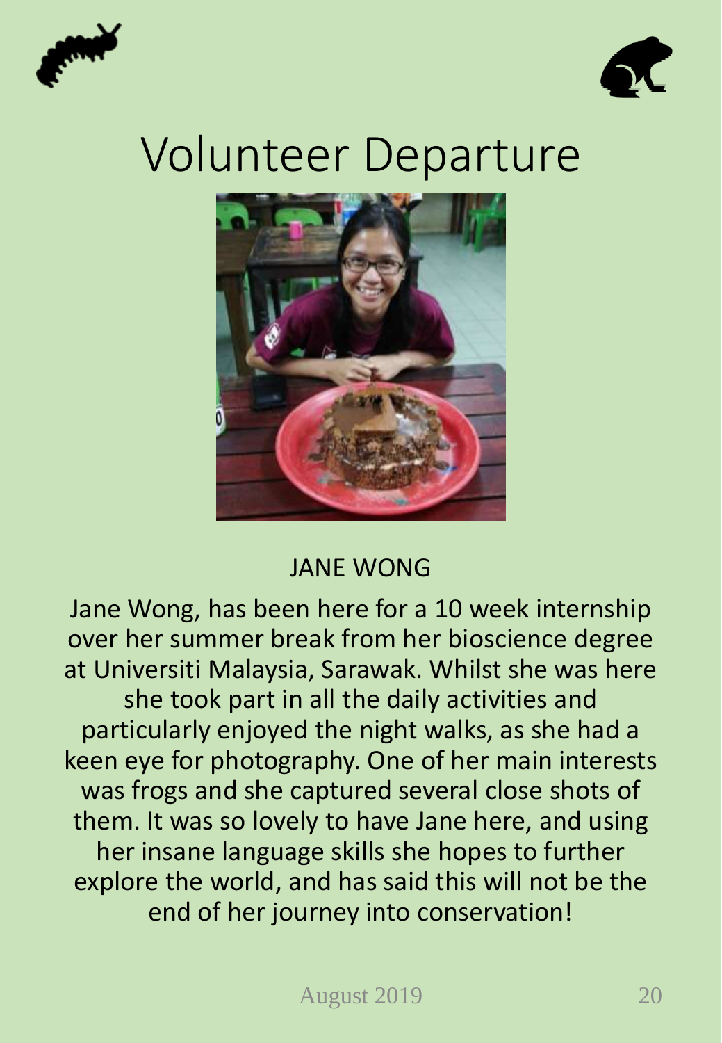# Volunteer Departure

## JANE WONG

Jane Wong, has been here for a 10 week internship over her summer break from her bioscience degree at Universiti Malaysia, Sarawak. Whilst she was here she took part in all the daily activities and particularly enjoyed the night walks, as she had a keen eye for photography. One of her main interests was frogs and she captured several close shots of them. It was so lovely to have Jane here, and using her insane language skills she hopes to further explore the world, and has said this will not be the end of her journey into conservation!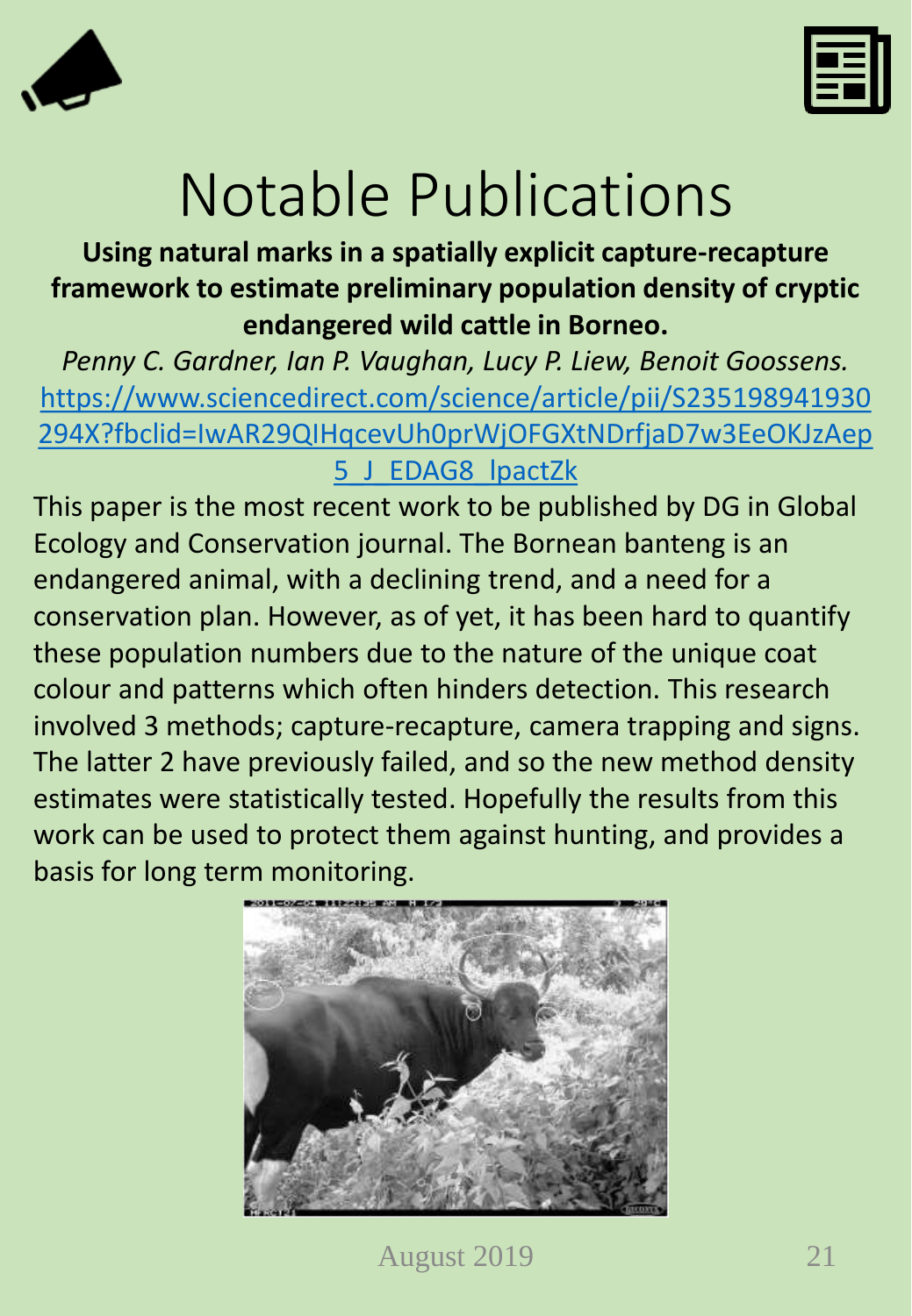# Notable Publications

**Using natural marks in a spatially explicit capture-recapture framework to estimate preliminary population density of cryptic endangered wild cattle in Borneo.**

*Penny C. Gardner, Ian P. Vaughan, Lucy P. Liew, Benoit Goossens.*

https://www.sciencedirect.com/science/article/pii/S235198941930294X?fbclid=IwAR29QIHqcevUh0prWjOFGXtNDrfjaD7w3EeOKJzAep5_J_EDAG8_lpactZk

This paper is the most recent work to be published by DG in Global Ecology and Conservation journal. The Bornean banteng is an endangered animal, with a declining trend, and a need for a conservation plan. However, as of yet, it has been hard to quantify these population numbers due to the nature of the unique coat colour and patterns which often hinders detection. This research involved 3 methods; capture-recapture, camera trapping and signs. The latter 2 have previously failed, and so the new method density estimates were statistically tested. Hopefully the results from this work can be used to protect them against hunting, and provides a basis for long term monitoring.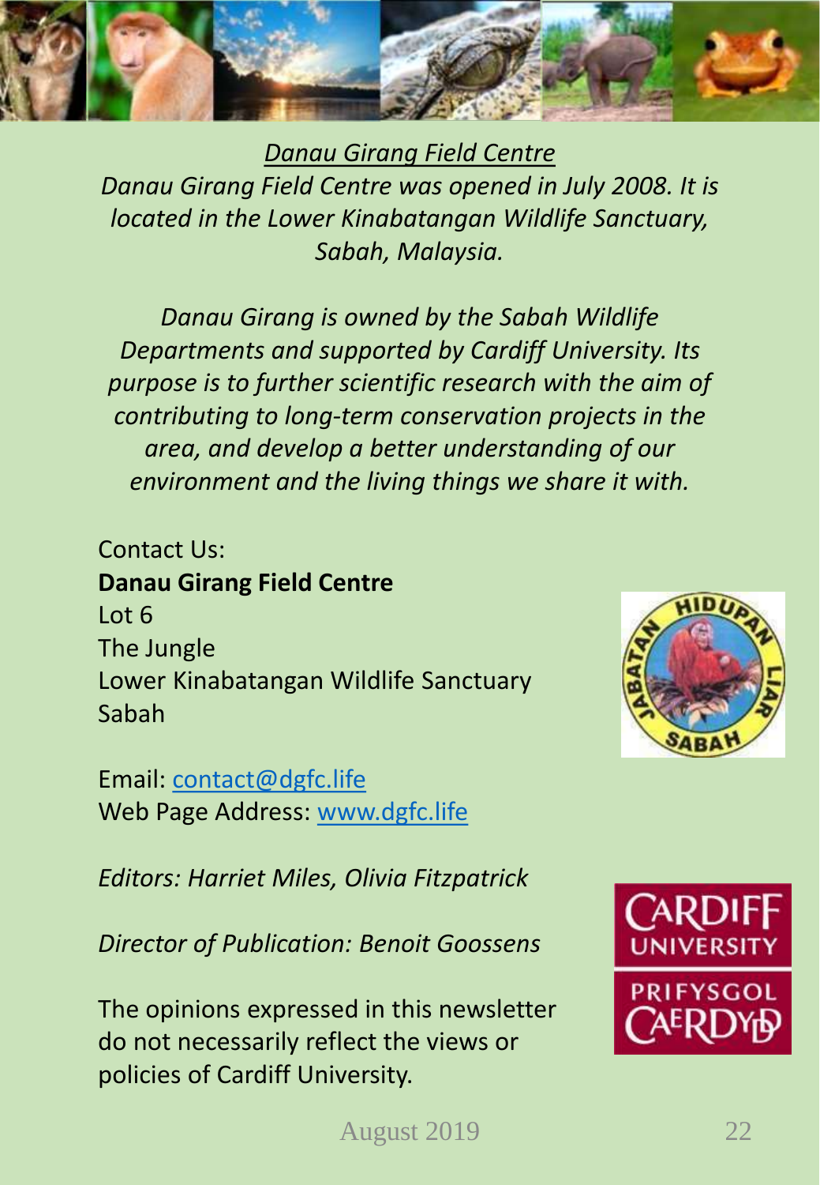*Danau Girang Field Centre*

*Danau Girang Field Centre was opened in July 2008. It is located in the Lower Kinabatangan Wildlife Sanctuary, Sabah, Malaysia.*

*Danau Girang is owned by the Sabah Wildlife Departments and supported by Cardiff University. Its purpose is to further scientific research with the aim of contributing to long-term conservation projects in the area, and develop a better understanding of our environment and the living things we share it with.*

Contact Us:

**Danau Girang Field Centre**
Lot 6
The Jungle
Lower Kinabatangan Wildlife Sanctuary
Sabah

Email: contact@dgfc.life
Web Page Address: www.dgfc.life

*Editors: Harriet Miles, Olivia Fitzpatrick*

*Director of Publication: Benoit Goossens*

The opinions expressed in this newsletter do not necessarily reflect the views or policies of Cardiff University.

August 2019